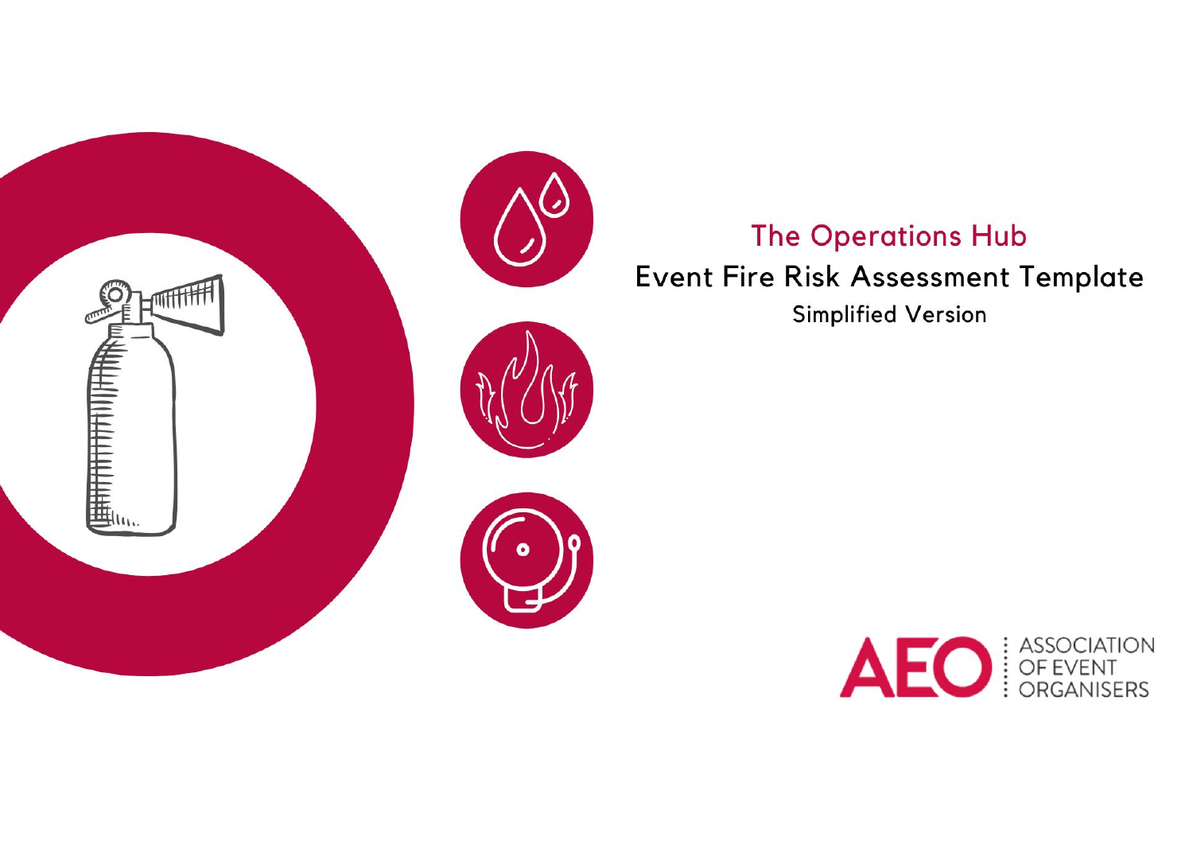# The Operations Hub

## Event Fire Risk Assessment Template

Simplified Version

AEO ASSOCIATION OF EVENT ORGANISERS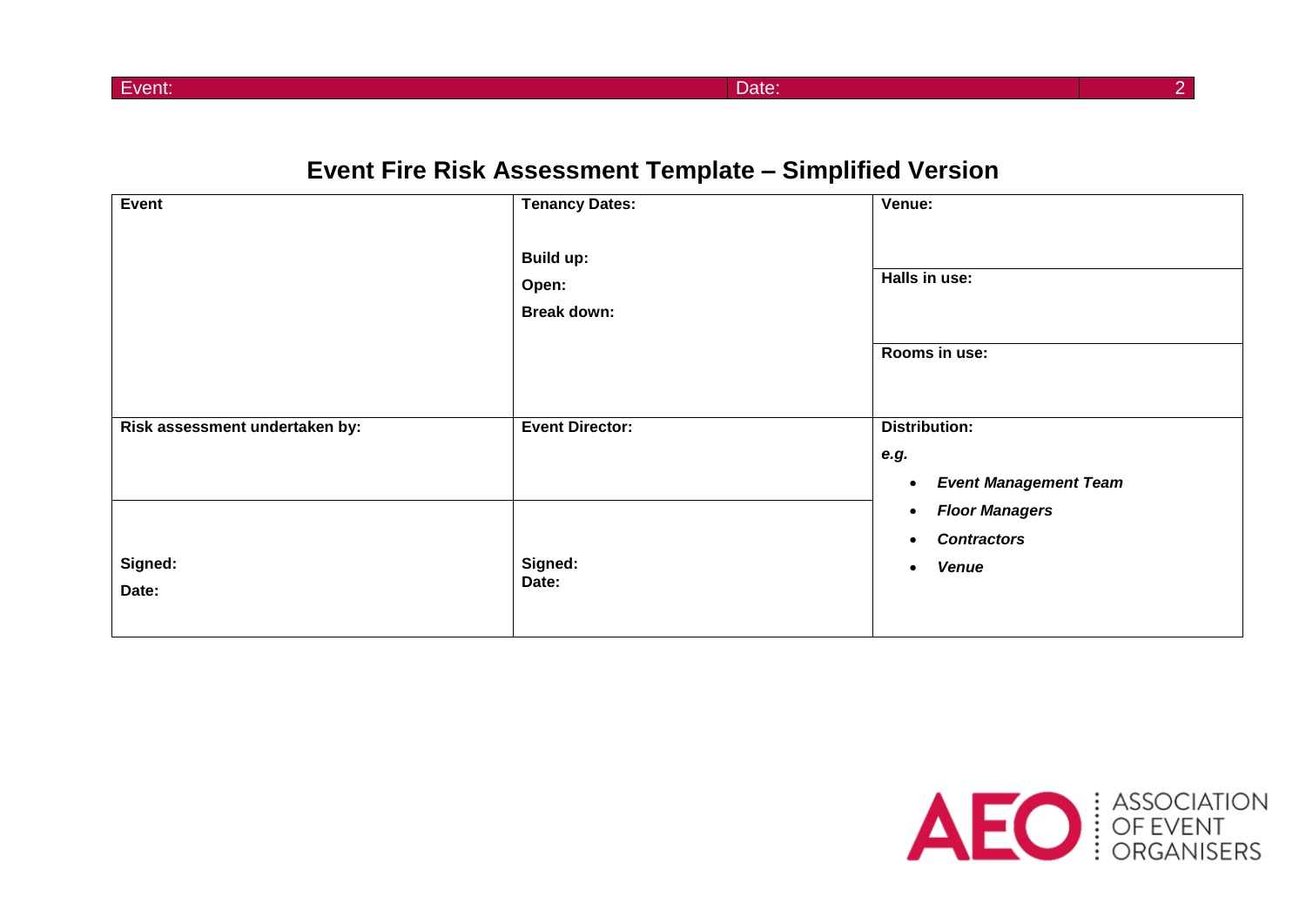# Event Fire Risk Assessment Template – Simplified Version

| **Event** | **Tenancy Dates:**<br><br>**Build up:**<br>**Open:**<br>**Break down:** | **Venue:** |
|---|---|---|
| | | **Halls in use:** |
| | | **Rooms in use:** |
| **Risk assessment undertaken by:** | **Event Director:** | **Distribution:**<br>***e.g.***<br>• ***Event Management Team***<br>• ***Floor Managers***<br>• ***Contractors***<br>• ***Venue*** |
| **Signed:**<br>**Date:** | **Signed:**<br>**Date:** | |

AEO ASSOCIATION OF EVENT ORGANISERS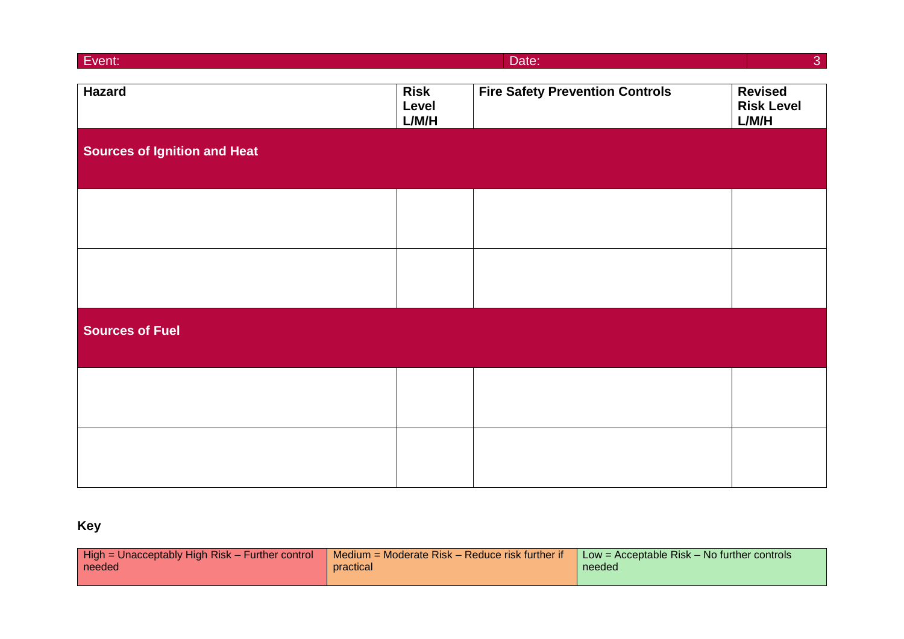| Event: | Date: |
|---|---|

| **Hazard** | **Risk Level L/M/H** | **Fire Safety Prevention Controls** | **Revised Risk Level L/M/H** |
|---|---|---|---|
| **Sources of Ignition and Heat** | | | |
| | | | |
| | | | |
| **Sources of Fuel** | | | |
| | | | |
| | | | |

**Key**

| High = Unacceptably High Risk – Further control needed | Medium = Moderate Risk – Reduce risk further if practical | Low = Acceptable Risk – No further controls needed |
|---|---|---|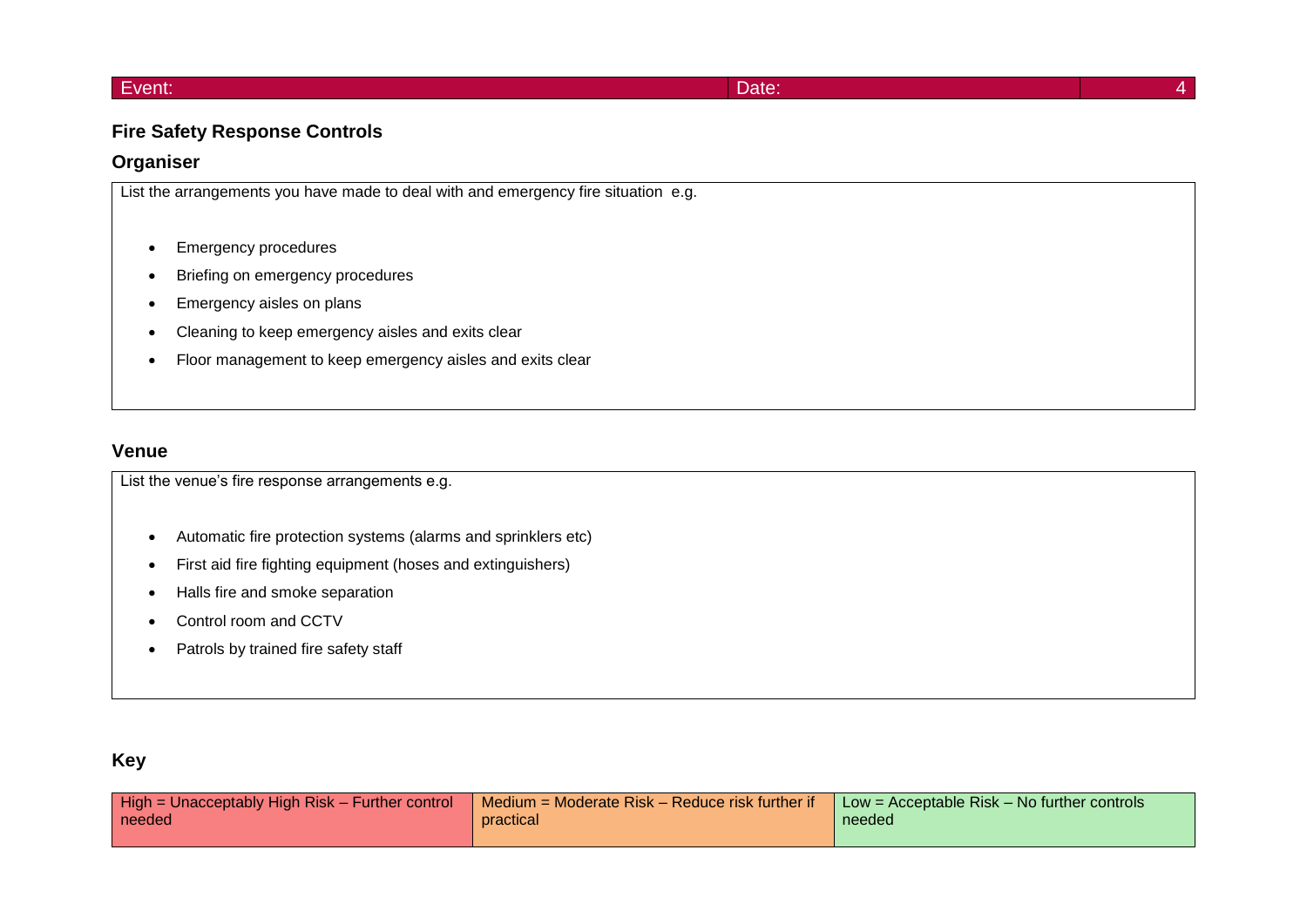| Event: | Date: |
|---|---|

## Fire Safety Response Controls

### Organiser

List the arrangements you have made to deal with and emergency fire situation  e.g.

- Emergency procedures
- Briefing on emergency procedures
- Emergency aisles on plans
- Cleaning to keep emergency aisles and exits clear
- Floor management to keep emergency aisles and exits clear

### Venue

List the venue's fire response arrangements e.g.

- Automatic fire protection systems (alarms and sprinklers etc)
- First aid fire fighting equipment (hoses and extinguishers)
- Halls fire and smoke separation
- Control room and CCTV
- Patrols by trained fire safety staff

### Key

| | | |
|---|---|---|
| High = Unacceptably High Risk – Further control needed | Medium = Moderate Risk – Reduce risk further if practical | Low = Acceptable Risk – No further controls needed |